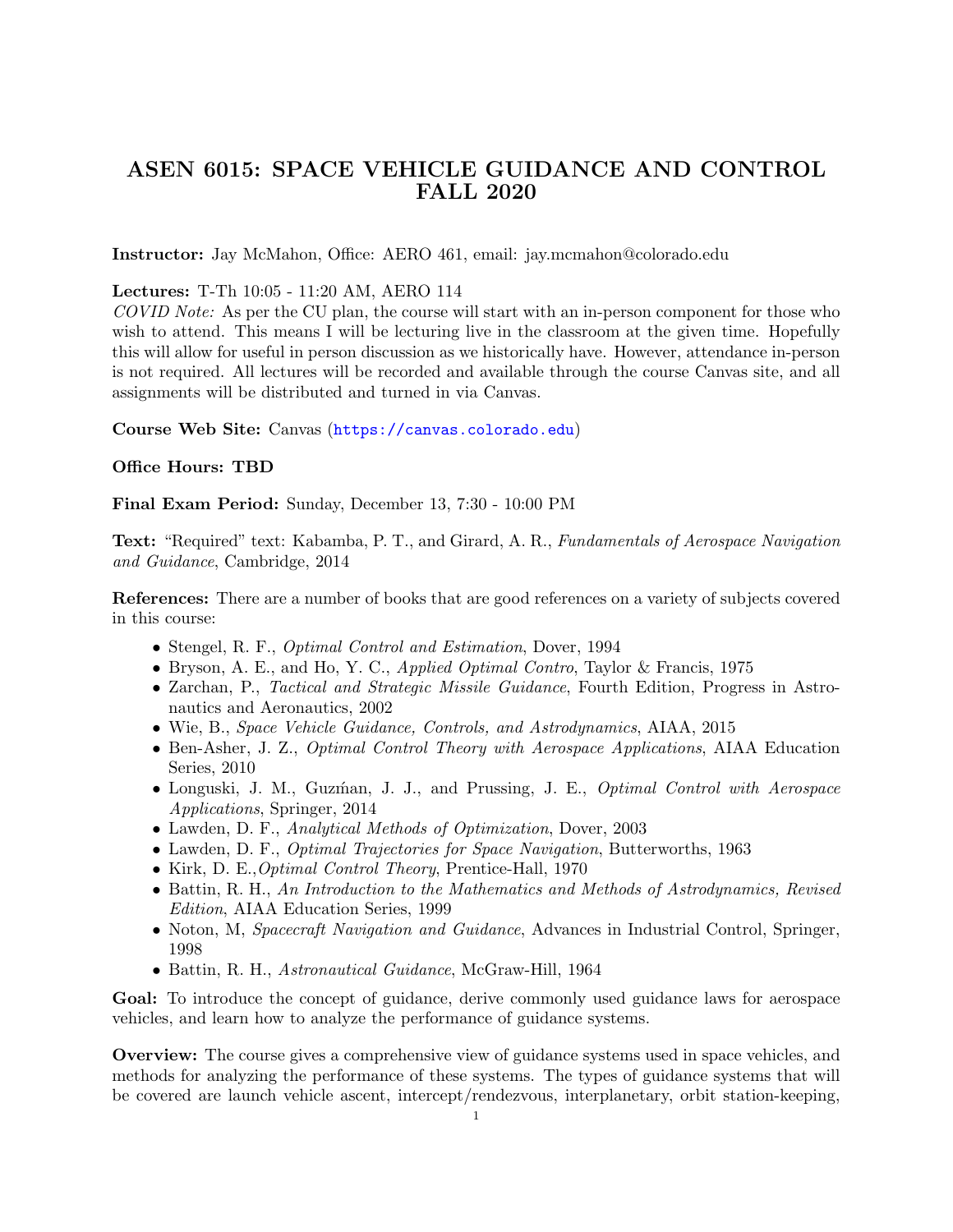# ASEN 6015: SPACE VEHICLE GUIDANCE AND CONTROL FALL 2020

**Instructor:** Jay McMahon, Office: AERO 461, email: jay.mcmahon@colorado.edu

**Lectures:** T-Th 10:05 - 11:20 AM, AERO 114

*COVID Note:* As per the CU plan, the course will start with an in-person component for those who wish to attend. This means I will be lecturing live in the classroom at the given time. Hopefully this will allow for useful in person discussion as we historically have. However, attendance in-person is not required. All lectures will be recorded and available through the course Canvas site, and all assignments will be distributed and turned in via Canvas.

**Course Web Site:** Canvas (https://canvas.colorado.edu)

**Office Hours: TBD**

**Final Exam Period:** Sunday, December 13, 7:30 - 10:00 PM

**Text:** "Required" text: Kabamba, P. T., and Girard, A. R., *Fundamentals of Aerospace Navigation and Guidance*, Cambridge, 2014

**References:** There are a number of books that are good references on a variety of subjects covered in this course:

- Stengel, R. F., *Optimal Control and Estimation*, Dover, 1994
- Bryson, A. E., and Ho, Y. C., *Applied Optimal Contro*, Taylor & Francis, 1975
- Zarchan, P., *Tactical and Strategic Missile Guidance*, Fourth Edition, Progress in Astronautics and Aeronautics, 2002
- Wie, B., *Space Vehicle Guidance, Controls, and Astrodynamics*, AIAA, 2015
- Ben-Asher, J. Z., *Optimal Control Theory with Aerospace Applications*, AIAA Education Series, 2010
- Longuski, J. M., Guzḿan, J. J., and Prussing, J. E., *Optimal Control with Aerospace Applications*, Springer, 2014
- Lawden, D. F., *Analytical Methods of Optimization*, Dover, 2003
- Lawden, D. F., *Optimal Trajectories for Space Navigation*, Butterworths, 1963
- Kirk, D. E.,*Optimal Control Theory*, Prentice-Hall, 1970
- Battin, R. H., *An Introduction to the Mathematics and Methods of Astrodynamics, Revised Edition*, AIAA Education Series, 1999
- Noton, M, *Spacecraft Navigation and Guidance*, Advances in Industrial Control, Springer, 1998
- Battin, R. H., *Astronautical Guidance*, McGraw-Hill, 1964

**Goal:** To introduce the concept of guidance, derive commonly used guidance laws for aerospace vehicles, and learn how to analyze the performance of guidance systems.

**Overview:** The course gives a comprehensive view of guidance systems used in space vehicles, and methods for analyzing the performance of these systems. The types of guidance systems that will be covered are launch vehicle ascent, intercept/rendezvous, interplanetary, orbit station-keeping,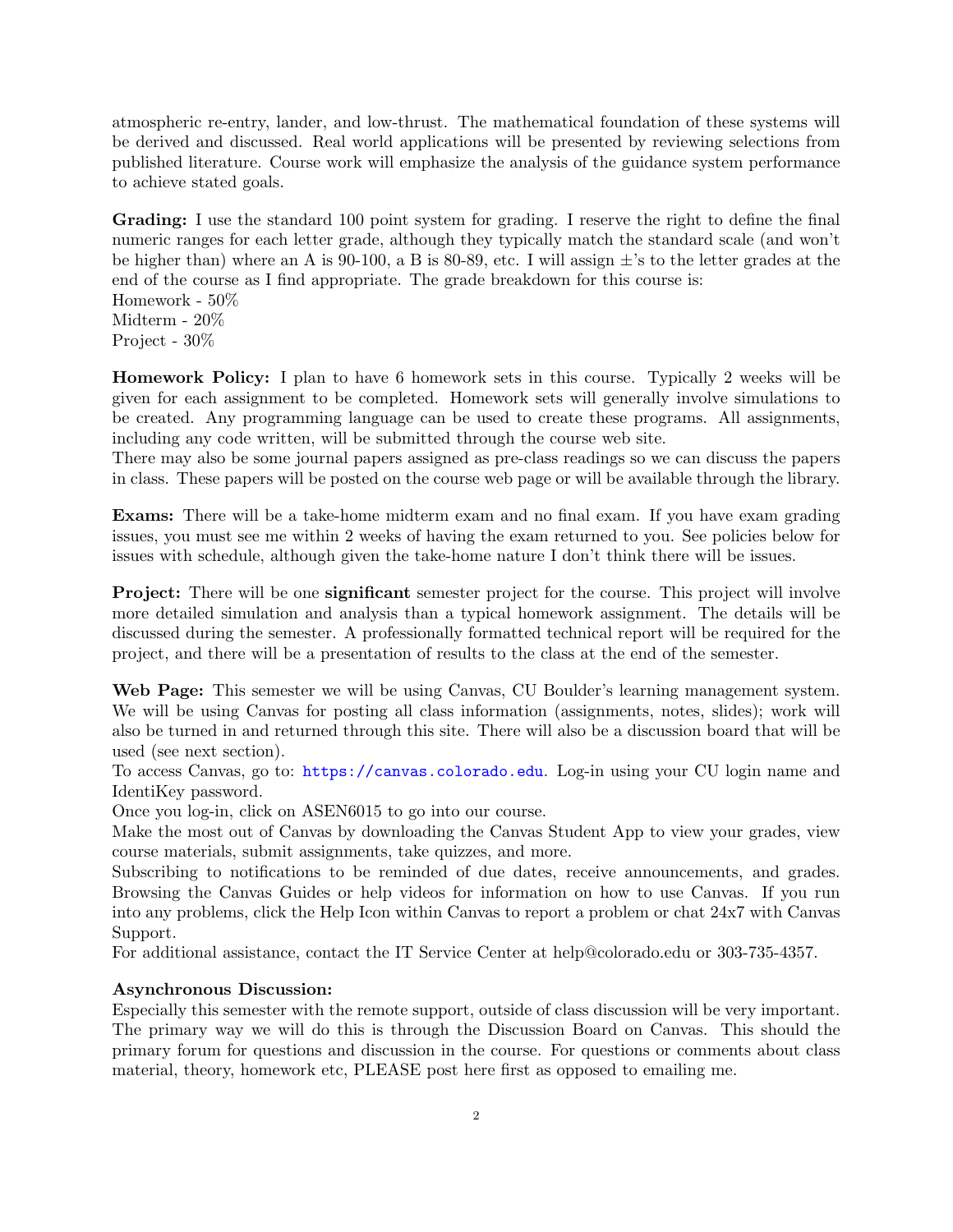atmospheric re-entry, lander, and low-thrust. The mathematical foundation of these systems will be derived and discussed. Real world applications will be presented by reviewing selections from published literature. Course work will emphasize the analysis of the guidance system performance to achieve stated goals.

**Grading:** I use the standard 100 point system for grading. I reserve the right to define the final numeric ranges for each letter grade, although they typically match the standard scale (and won't be higher than) where an A is 90-100, a B is 80-89, etc. I will assign $\pm$'s to the letter grades at the end of the course as I find appropriate. The grade breakdown for this course is:
Homework - 50%
Midterm - 20%
Project - 30%

**Homework Policy:** I plan to have 6 homework sets in this course. Typically 2 weeks will be given for each assignment to be completed. Homework sets will generally involve simulations to be created. Any programming language can be used to create these programs. All assignments, including any code written, will be submitted through the course web site.
There may also be some journal papers assigned as pre-class readings so we can discuss the papers in class. These papers will be posted on the course web page or will be available through the library.

**Exams:** There will be a take-home midterm exam and no final exam. If you have exam grading issues, you must see me within 2 weeks of having the exam returned to you. See policies below for issues with schedule, although given the take-home nature I don't think there will be issues.

**Project:** There will be one **significant** semester project for the course. This project will involve more detailed simulation and analysis than a typical homework assignment. The details will be discussed during the semester. A professionally formatted technical report will be required for the project, and there will be a presentation of results to the class at the end of the semester.

**Web Page:** This semester we will be using Canvas, CU Boulder's learning management system. We will be using Canvas for posting all class information (assignments, notes, slides); work will also be turned in and returned through this site. There will also be a discussion board that will be used (see next section).
To access Canvas, go to: https://canvas.colorado.edu. Log-in using your CU login name and IdentiKey password.
Once you log-in, click on ASEN6015 to go into our course.
Make the most out of Canvas by downloading the Canvas Student App to view your grades, view course materials, submit assignments, take quizzes, and more.
Subscribing to notifications to be reminded of due dates, receive announcements, and grades. Browsing the Canvas Guides or help videos for information on how to use Canvas. If you run into any problems, click the Help Icon within Canvas to report a problem or chat 24x7 with Canvas Support.
For additional assistance, contact the IT Service Center at help@colorado.edu or 303-735-4357.

**Asynchronous Discussion:**
Especially this semester with the remote support, outside of class discussion will be very important. The primary way we will do this is through the Discussion Board on Canvas. This should the primary forum for questions and discussion in the course. For questions or comments about class material, theory, homework etc, PLEASE post here first as opposed to emailing me.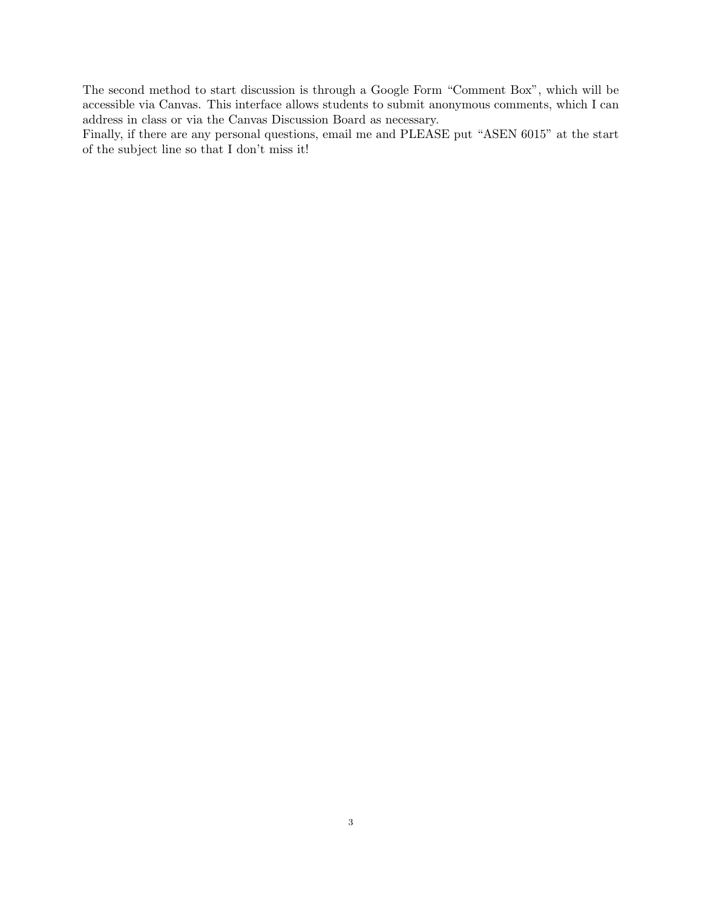The second method to start discussion is through a Google Form "Comment Box", which will be accessible via Canvas. This interface allows students to submit anonymous comments, which I can address in class or via the Canvas Discussion Board as necessary.

Finally, if there are any personal questions, email me and PLEASE put "ASEN 6015" at the start of the subject line so that I don't miss it!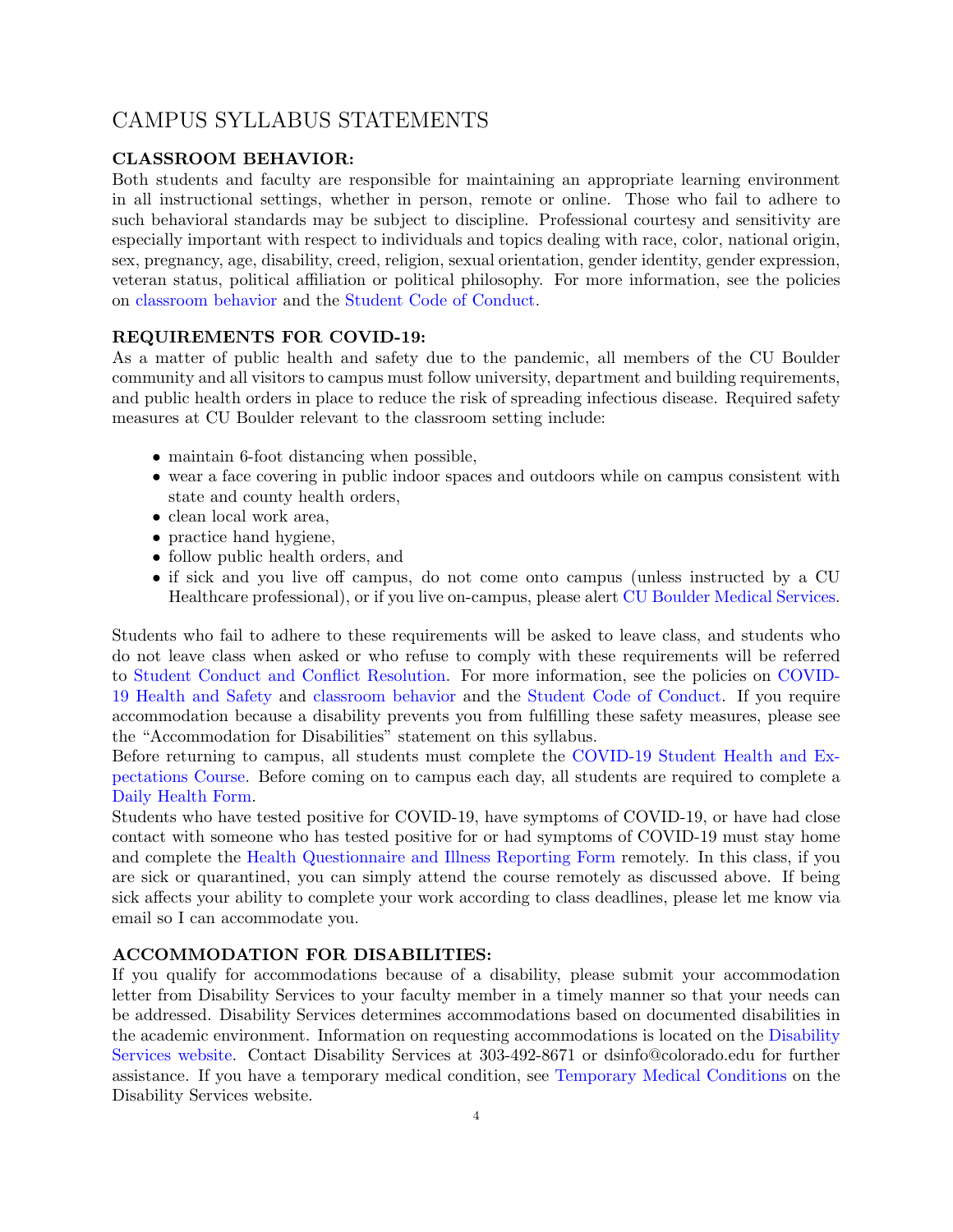# CAMPUS SYLLABUS STATEMENTS

**CLASSROOM BEHAVIOR:**
Both students and faculty are responsible for maintaining an appropriate learning environment in all instructional settings, whether in person, remote or online. Those who fail to adhere to such behavioral standards may be subject to discipline. Professional courtesy and sensitivity are especially important with respect to individuals and topics dealing with race, color, national origin, sex, pregnancy, age, disability, creed, religion, sexual orientation, gender identity, gender expression, veteran status, political affiliation or political philosophy. For more information, see the policies on classroom behavior and the Student Code of Conduct.

**REQUIREMENTS FOR COVID-19:**
As a matter of public health and safety due to the pandemic, all members of the CU Boulder community and all visitors to campus must follow university, department and building requirements, and public health orders in place to reduce the risk of spreading infectious disease. Required safety measures at CU Boulder relevant to the classroom setting include:

- maintain 6-foot distancing when possible,
- wear a face covering in public indoor spaces and outdoors while on campus consistent with state and county health orders,
- clean local work area,
- practice hand hygiene,
- follow public health orders, and
- if sick and you live off campus, do not come onto campus (unless instructed by a CU Healthcare professional), or if you live on-campus, please alert CU Boulder Medical Services.

Students who fail to adhere to these requirements will be asked to leave class, and students who do not leave class when asked or who refuse to comply with these requirements will be referred to Student Conduct and Conflict Resolution. For more information, see the policies on COVID-19 Health and Safety and classroom behavior and the Student Code of Conduct. If you require accommodation because a disability prevents you from fulfilling these safety measures, please see the "Accommodation for Disabilities" statement on this syllabus.
Before returning to campus, all students must complete the COVID-19 Student Health and Expectations Course. Before coming on to campus each day, all students are required to complete a Daily Health Form.
Students who have tested positive for COVID-19, have symptoms of COVID-19, or have had close contact with someone who has tested positive for or had symptoms of COVID-19 must stay home and complete the Health Questionnaire and Illness Reporting Form remotely. In this class, if you are sick or quarantined, you can simply attend the course remotely as discussed above. If being sick affects your ability to complete your work according to class deadlines, please let me know via email so I can accommodate you.

**ACCOMMODATION FOR DISABILITIES:**
If you qualify for accommodations because of a disability, please submit your accommodation letter from Disability Services to your faculty member in a timely manner so that your needs can be addressed. Disability Services determines accommodations based on documented disabilities in the academic environment. Information on requesting accommodations is located on the Disability Services website. Contact Disability Services at 303-492-8671 or dsinfo@colorado.edu for further assistance. If you have a temporary medical condition, see Temporary Medical Conditions on the Disability Services website.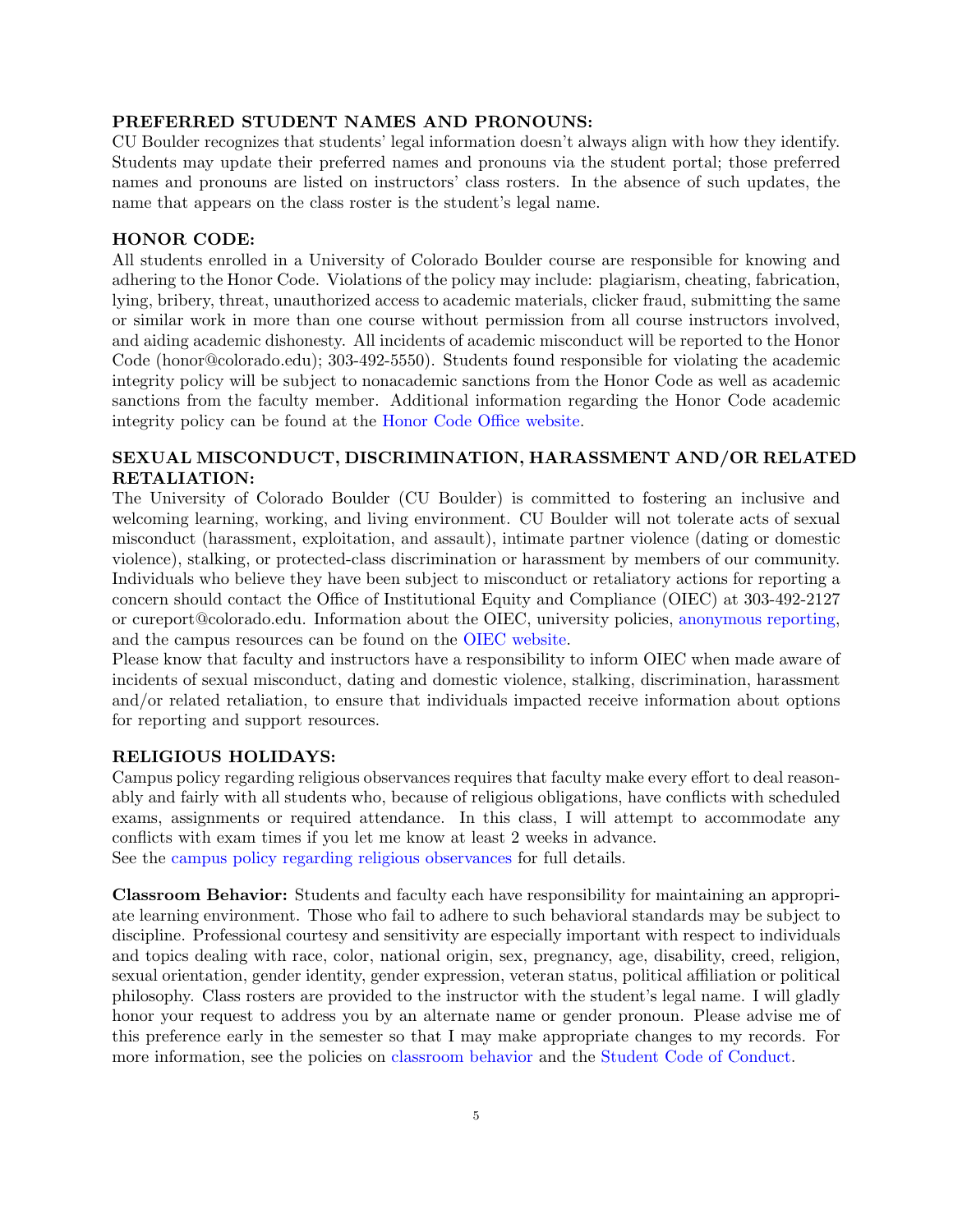### PREFERRED STUDENT NAMES AND PRONOUNS:

CU Boulder recognizes that students' legal information doesn't always align with how they identify. Students may update their preferred names and pronouns via the student portal; those preferred names and pronouns are listed on instructors' class rosters. In the absence of such updates, the name that appears on the class roster is the student's legal name.

### HONOR CODE:

All students enrolled in a University of Colorado Boulder course are responsible for knowing and adhering to the Honor Code. Violations of the policy may include: plagiarism, cheating, fabrication, lying, bribery, threat, unauthorized access to academic materials, clicker fraud, submitting the same or similar work in more than one course without permission from all course instructors involved, and aiding academic dishonesty. All incidents of academic misconduct will be reported to the Honor Code (honor@colorado.edu); 303-492-5550). Students found responsible for violating the academic integrity policy will be subject to nonacademic sanctions from the Honor Code as well as academic sanctions from the faculty member. Additional information regarding the Honor Code academic integrity policy can be found at the Honor Code Office website.

### SEXUAL MISCONDUCT, DISCRIMINATION, HARASSMENT AND/OR RELATED RETALIATION:

The University of Colorado Boulder (CU Boulder) is committed to fostering an inclusive and welcoming learning, working, and living environment. CU Boulder will not tolerate acts of sexual misconduct (harassment, exploitation, and assault), intimate partner violence (dating or domestic violence), stalking, or protected-class discrimination or harassment by members of our community. Individuals who believe they have been subject to misconduct or retaliatory actions for reporting a concern should contact the Office of Institutional Equity and Compliance (OIEC) at 303-492-2127 or cureport@colorado.edu. Information about the OIEC, university policies, anonymous reporting, and the campus resources can be found on the OIEC website.

Please know that faculty and instructors have a responsibility to inform OIEC when made aware of incidents of sexual misconduct, dating and domestic violence, stalking, discrimination, harassment and/or related retaliation, to ensure that individuals impacted receive information about options for reporting and support resources.

### RELIGIOUS HOLIDAYS:

Campus policy regarding religious observances requires that faculty make every effort to deal reasonably and fairly with all students who, because of religious obligations, have conflicts with scheduled exams, assignments or required attendance. In this class, I will attempt to accommodate any conflicts with exam times if you let me know at least 2 weeks in advance.
See the campus policy regarding religious observances for full details.

**Classroom Behavior:** Students and faculty each have responsibility for maintaining an appropriate learning environment. Those who fail to adhere to such behavioral standards may be subject to discipline. Professional courtesy and sensitivity are especially important with respect to individuals and topics dealing with race, color, national origin, sex, pregnancy, age, disability, creed, religion, sexual orientation, gender identity, gender expression, veteran status, political affiliation or political philosophy. Class rosters are provided to the instructor with the student's legal name. I will gladly honor your request to address you by an alternate name or gender pronoun. Please advise me of this preference early in the semester so that I may make appropriate changes to my records. For more information, see the policies on classroom behavior and the Student Code of Conduct.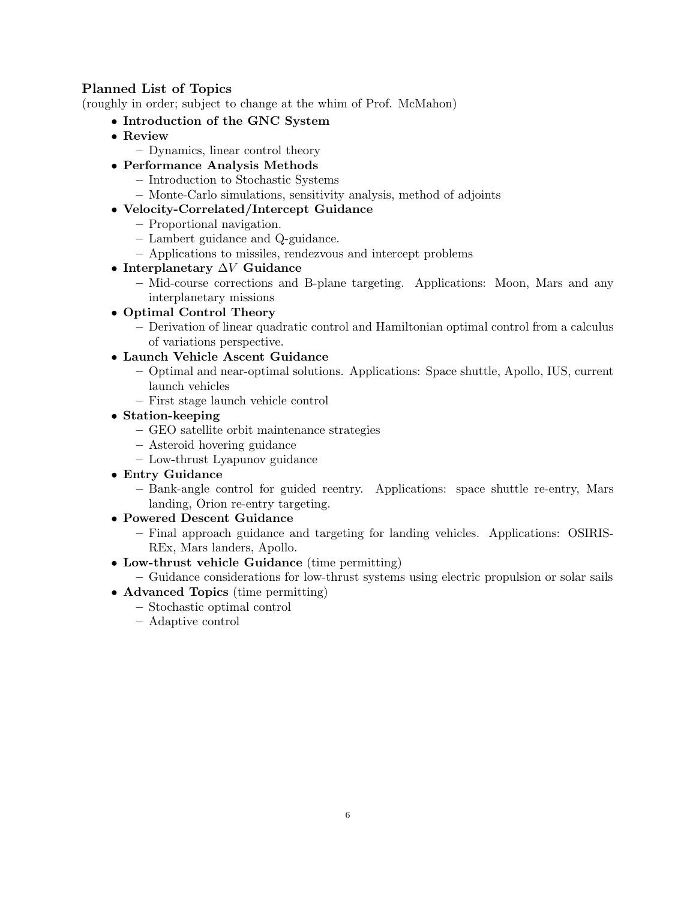**Planned List of Topics**
(roughly in order; subject to change at the whim of Prof. McMahon)

- **Introduction of the GNC System**
- **Review**
  - Dynamics, linear control theory
- **Performance Analysis Methods**
  - Introduction to Stochastic Systems
  - Monte-Carlo simulations, sensitivity analysis, method of adjoints
- **Velocity-Correlated/Intercept Guidance**
  - Proportional navigation.
  - Lambert guidance and Q-guidance.
  - Applications to missiles, rendezvous and intercept problems
- **Interplanetary $\Delta V$ Guidance**
  - Mid-course corrections and B-plane targeting. Applications: Moon, Mars and any interplanetary missions
- **Optimal Control Theory**
  - Derivation of linear quadratic control and Hamiltonian optimal control from a calculus of variations perspective.
- **Launch Vehicle Ascent Guidance**
  - Optimal and near-optimal solutions. Applications: Space shuttle, Apollo, IUS, current launch vehicles
  - First stage launch vehicle control
- **Station-keeping**
  - GEO satellite orbit maintenance strategies
  - Asteroid hovering guidance
  - Low-thrust Lyapunov guidance
- **Entry Guidance**
  - Bank-angle control for guided reentry. Applications: space shuttle re-entry, Mars landing, Orion re-entry targeting.
- **Powered Descent Guidance**
  - Final approach guidance and targeting for landing vehicles. Applications: OSIRIS-REx, Mars landers, Apollo.
- **Low-thrust vehicle Guidance** (time permitting)
  - Guidance considerations for low-thrust systems using electric propulsion or solar sails
- **Advanced Topics** (time permitting)
  - Stochastic optimal control
  - Adaptive control